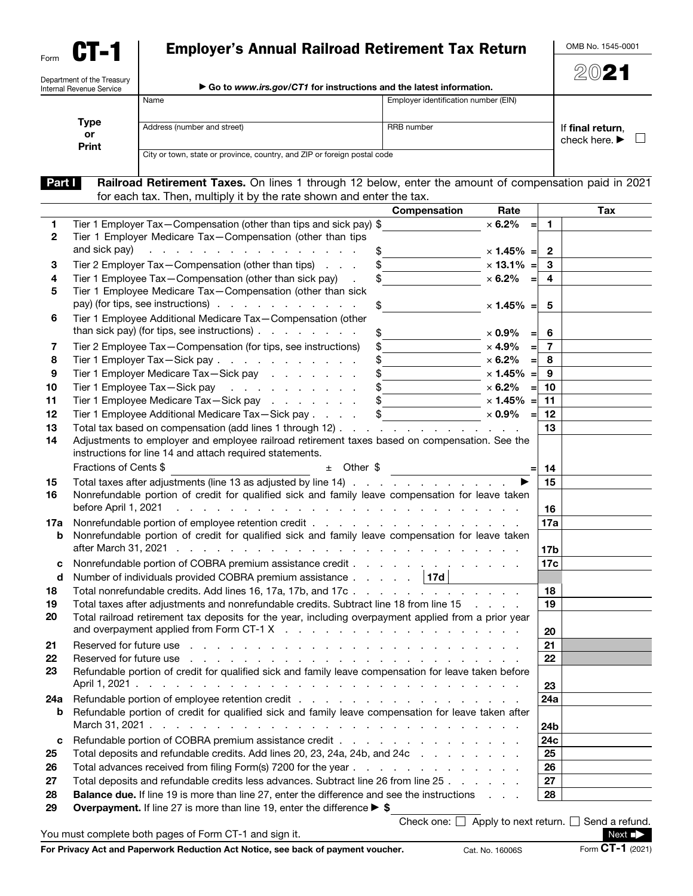Form **CT-1**

Department of the Treasury
Internal Revenue Service

# Employer's Annual Railroad Retirement Tax Return

▶ Go to *www.irs.gov/CT1* for instructions and the latest information.

OMB No. 1545-0001

2021

**Type or Print**

| Name | Employer identification number (EIN) |
|---|---|
| Address (number and street) | RRB number |
| City or town, state or province, country, and ZIP or foreign postal code | |

If **final return**, check here. ▶ ☐

**Part I** **Railroad Retirement Taxes.** On lines 1 through 12 below, enter the amount of compensation paid in 2021 for each tax. Then, multiply it by the rate shown and enter the tax.

| Line | Description | Compensation | Rate | | Tax |
|---|---|---|---|---|---|
| 1 | Tier 1 Employer Tax—Compensation (other than tips and sick pay) | $ | × 6.2% = | 1 | |
| 2 | Tier 1 Employer Medicare Tax—Compensation (other than tips and sick pay) | $ | × 1.45% = | 2 | |
| 3 | Tier 2 Employer Tax—Compensation (other than tips) | $ | × 13.1% = | 3 | |
| 4 | Tier 1 Employee Tax—Compensation (other than sick pay) | $ | × 6.2% = | 4 | |
| 5 | Tier 1 Employee Medicare Tax—Compensation (other than sick pay) (for tips, see instructions) | $ | × 1.45% = | 5 | |
| 6 | Tier 1 Employee Additional Medicare Tax—Compensation (other than sick pay) (for tips, see instructions) | $ | × 0.9% = | 6 | |
| 7 | Tier 2 Employee Tax—Compensation (for tips, see instructions) | $ | × 4.9% = | 7 | |
| 8 | Tier 1 Employer Tax—Sick pay | $ | × 6.2% = | 8 | |
| 9 | Tier 1 Employer Medicare Tax—Sick pay | $ | × 1.45% = | 9 | |
| 10 | Tier 1 Employee Tax—Sick pay | $ | × 6.2% = | 10 | |
| 11 | Tier 1 Employee Medicare Tax—Sick pay | $ | × 1.45% = | 11 | |
| 12 | Tier 1 Employee Additional Medicare Tax—Sick pay | $ | × 0.9% = | 12 | |
| 13 | Total tax based on compensation (add lines 1 through 12) | | | 13 | |
| 14 | Adjustments to employer and employee railroad retirement taxes based on compensation. See the instructions for line 14 and attach required statements. Fractions of Cents $ ______ ± Other $ ______ = | | | 14 | |
| 15 | Total taxes after adjustments (line 13 as adjusted by line 14) ▶ | | | 15 | |
| 16 | Nonrefundable portion of credit for qualified sick and family leave compensation for leave taken before April 1, 2021 | | | 16 | |
| 17a | Nonrefundable portion of employee retention credit | | | 17a | |
| b | Nonrefundable portion of credit for qualified sick and family leave compensation for leave taken after March 31, 2021 | | | 17b | |
| c | Nonrefundable portion of COBRA premium assistance credit | | | 17c | |
| d | Number of individuals provided COBRA premium assistance | 17d | | | |
| 18 | Total nonrefundable credits. Add lines 16, 17a, 17b, and 17c | | | 18 | |
| 19 | Total taxes after adjustments and nonrefundable credits. Subtract line 18 from line 15 | | | 19 | |
| 20 | Total railroad retirement tax deposits for the year, including overpayment applied from a prior year and overpayment applied from Form CT-1 X | | | 20 | |
| 21 | Reserved for future use | | | 21 | |
| 22 | Reserved for future use | | | 22 | |
| 23 | Refundable portion of credit for qualified sick and family leave compensation for leave taken before April 1, 2021 | | | 23 | |
| 24a | Refundable portion of employee retention credit | | | 24a | |
| b | Refundable portion of credit for qualified sick and family leave compensation for leave taken after March 31, 2021 | | | 24b | |
| c | Refundable portion of COBRA premium assistance credit | | | 24c | |
| 25 | Total deposits and refundable credits. Add lines 20, 23, 24a, 24b, and 24c | | | 25 | |
| 26 | Total advances received from filing Form(s) 7200 for the year | | | 26 | |
| 27 | Total deposits and refundable credits less advances. Subtract line 26 from line 25 | | | 27 | |
| 28 | **Balance due.** If line 19 is more than line 27, enter the difference and see the instructions | | | 28 | |
| 29 | **Overpayment.** If line 27 is more than line 19, enter the difference ▶ $ | | | | |

Check one: ☐ Apply to next return. ☐ Send a refund.

You must complete both pages of Form CT-1 and sign it.

Next ▶

**For Privacy Act and Paperwork Reduction Act Notice, see back of payment voucher.** Cat. No. 16006S Form **CT-1** (2021)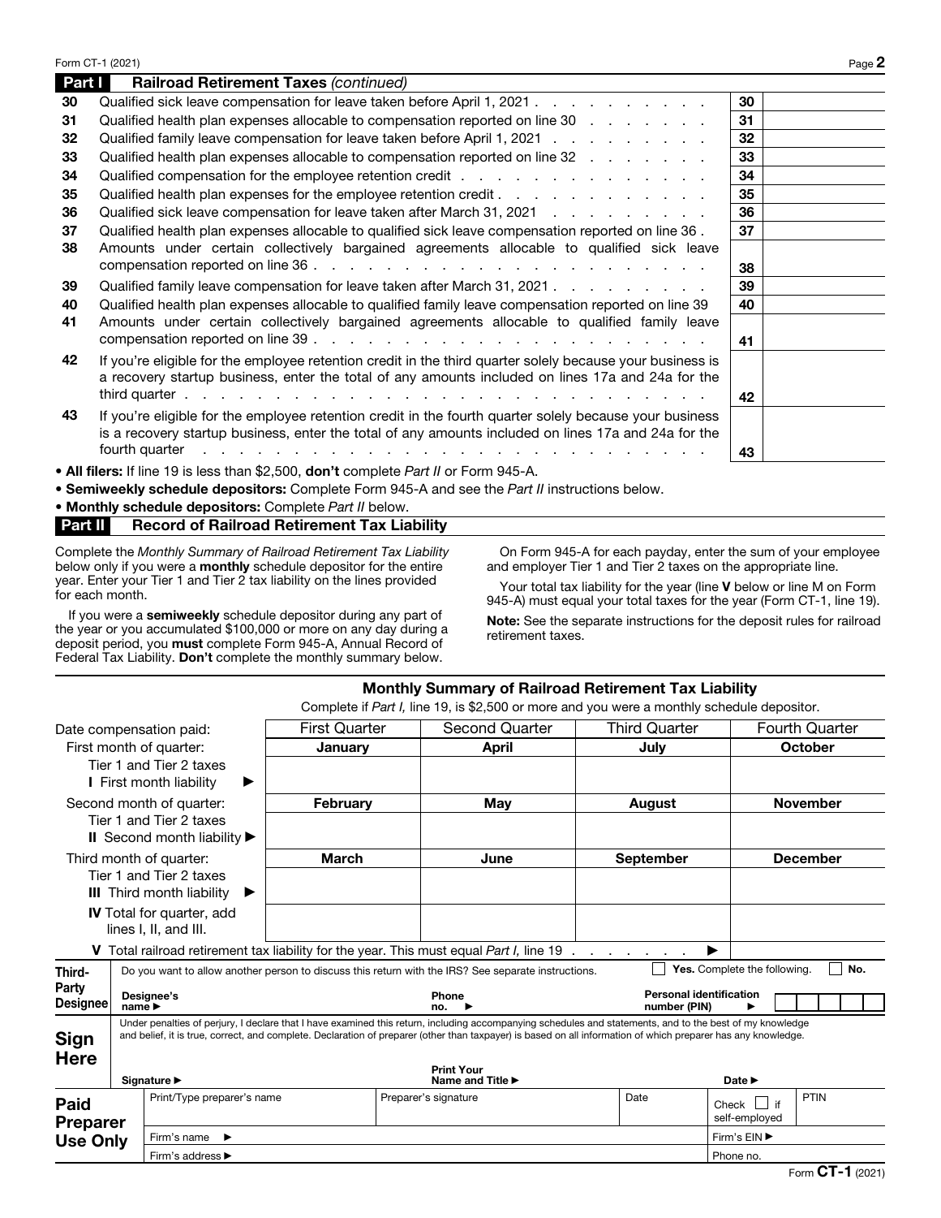## Part I Railroad Retirement Taxes *(continued)*

| | | | |
|---|---|---|---|
| 30 | Qualified sick leave compensation for leave taken before April 1, 2021 | 30 | |
| 31 | Qualified health plan expenses allocable to compensation reported on line 30 | 31 | |
| 32 | Qualified family leave compensation for leave taken before April 1, 2021 | 32 | |
| 33 | Qualified health plan expenses allocable to compensation reported on line 32 | 33 | |
| 34 | Qualified compensation for the employee retention credit | 34 | |
| 35 | Qualified health plan expenses for the employee retention credit | 35 | |
| 36 | Qualified sick leave compensation for leave taken after March 31, 2021 | 36 | |
| 37 | Qualified health plan expenses allocable to qualified sick leave compensation reported on line 36 | 37 | |
| 38 | Amounts under certain collectively bargained agreements allocable to qualified sick leave compensation reported on line 36 | 38 | |
| 39 | Qualified family leave compensation for leave taken after March 31, 2021 | 39 | |
| 40 | Qualified health plan expenses allocable to qualified family leave compensation reported on line 39 | 40 | |
| 41 | Amounts under certain collectively bargained agreements allocable to qualified family leave compensation reported on line 39 | 41 | |
| 42 | If you're eligible for the employee retention credit in the third quarter solely because your business is a recovery startup business, enter the total of any amounts included on lines 17a and 24a for the third quarter | 42 | |
| 43 | If you're eligible for the employee retention credit in the fourth quarter solely because your business is a recovery startup business, enter the total of any amounts included on lines 17a and 24a for the fourth quarter | 43 | |

- **All filers:** If line 19 is less than $2,500, **don't** complete *Part II* or Form 945-A.
- **Semiweekly schedule depositors:** Complete Form 945-A and see the *Part II* instructions below.
- **Monthly schedule depositors:** Complete *Part II* below.

## Part II Record of Railroad Retirement Tax Liability

Complete the *Monthly Summary of Railroad Retirement Tax Liability* below only if you were a **monthly** schedule depositor for the entire year. Enter your Tier 1 and Tier 2 tax liability on the lines provided for each month.

If you were a **semiweekly** schedule depositor during any part of the year or you accumulated $100,000 or more on any day during a deposit period, you **must** complete Form 945-A, Annual Record of Federal Tax Liability. **Don't** complete the monthly summary below.

On Form 945-A for each payday, enter the sum of your employee and employer Tier 1 and Tier 2 taxes on the appropriate line.

Your total tax liability for the year (line **V** below or line M on Form 945-A) must equal your total taxes for the year (Form CT-1, line 19).

**Note:** See the separate instructions for the deposit rules for railroad retirement taxes.

### Monthly Summary of Railroad Retirement Tax Liability

Complete if *Part I,* line 19, is $2,500 or more and you were a monthly schedule depositor.

| Date compensation paid: | First Quarter | Second Quarter | Third Quarter | Fourth Quarter |
|---|---|---|---|---|
| First month of quarter: | **January** | **April** | **July** | **October** |
| Tier 1 and Tier 2 taxes **I** First month liability ▶ | | | | |
| Second month of quarter: | **February** | **May** | **August** | **November** |
| Tier 1 and Tier 2 taxes **II** Second month liability ▶ | | | | |
| Third month of quarter: | **March** | **June** | **September** | **December** |
| Tier 1 and Tier 2 taxes **III** Third month liability ▶ | | | | |
| **IV** Total for quarter, add lines I, II, and III. | | | | |
| **V** Total railroad retirement tax liability for the year. This must equal *Part I,* line 19 ▶ | | | | |

**Third-Party Designee**

Do you want to allow another person to discuss this return with the IRS? See separate instructions. ☐ **Yes.** Complete the following. ☐ **No.**

Designee's name ▶ Phone no. ▶ Personal identification number (PIN) ▶

**Sign Here**

Under penalties of perjury, I declare that I have examined this return, including accompanying schedules and statements, and to the best of my knowledge and belief, it is true, correct, and complete. Declaration of preparer (other than taxpayer) is based on all information of which preparer has any knowledge.

Signature ▶ Print Your Name and Title ▶ Date ▶

**Paid Preparer Use Only**

| Print/Type preparer's name | Preparer's signature | Date | Check ☐ if self-employed | PTIN |
|---|---|---|---|---|
| Firm's name ▶ | | | Firm's EIN ▶ | |
| Firm's address ▶ | | | Phone no. | |

Form **CT-1** (2021)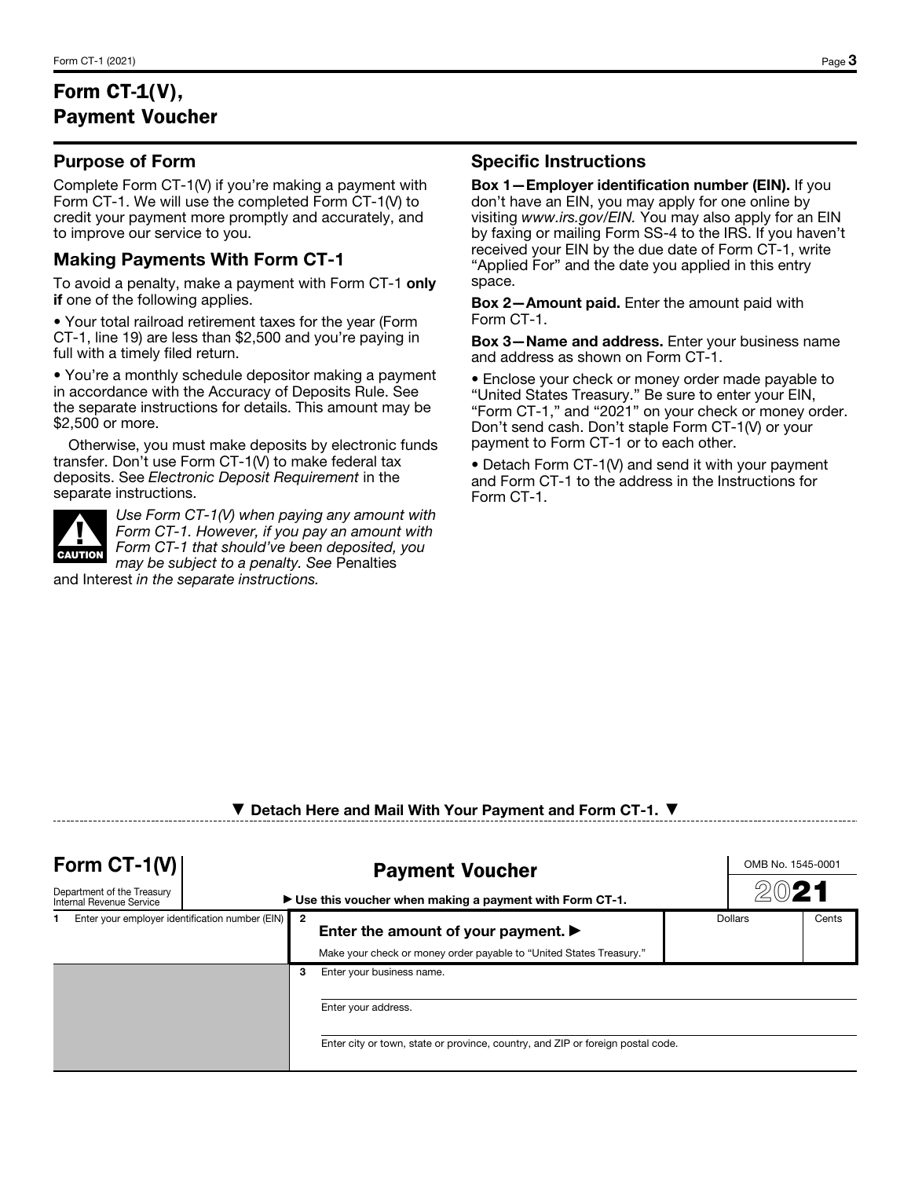# Form CT-1(V), Payment Voucher

## Purpose of Form

Complete Form CT-1(V) if you're making a payment with Form CT-1. We will use the completed Form CT-1(V) to credit your payment more promptly and accurately, and to improve our service to you.

## Making Payments With Form CT-1

To avoid a penalty, make a payment with Form CT-1 **only if** one of the following applies.

- Your total railroad retirement taxes for the year (Form CT-1, line 19) are less than $2,500 and you're paying in full with a timely filed return.
- You're a monthly schedule depositor making a payment in accordance with the Accuracy of Deposits Rule. See the separate instructions for details. This amount may be $2,500 or more.

Otherwise, you must make deposits by electronic funds transfer. Don't use Form CT-1(V) to make federal tax deposits. See *Electronic Deposit Requirement* in the separate instructions.

**CAUTION** *Use Form CT-1(V) when paying any amount with Form CT-1. However, if you pay an amount with Form CT-1 that should've been deposited, you may be subject to a penalty. See* Penalties and Interest *in the separate instructions.*

## Specific Instructions

**Box 1—Employer identification number (EIN).** If you don't have an EIN, you may apply for one online by visiting *www.irs.gov/EIN.* You may also apply for an EIN by faxing or mailing Form SS-4 to the IRS. If you haven't received your EIN by the due date of Form CT-1, write "Applied For" and the date you applied in this entry space.

**Box 2—Amount paid.** Enter the amount paid with Form CT-1.

**Box 3—Name and address.** Enter your business name and address as shown on Form CT-1.

- Enclose your check or money order made payable to "United States Treasury." Be sure to enter your EIN, "Form CT-1," and "2021" on your check or money order. Don't send cash. Don't staple Form CT-1(V) or your payment to Form CT-1 or to each other.
- Detach Form CT-1(V) and send it with your payment and Form CT-1 to the address in the Instructions for Form CT-1.

▼ **Detach Here and Mail With Your Payment and Form CT-1.** ▼

---

**Form CT-1(V)** — Department of the Treasury, Internal Revenue Service

**Payment Voucher**

▶ **Use this voucher when making a payment with Form CT-1.**

OMB No. 1545-0001 — 2021

| 1 Enter your employer identification number (EIN) | 2 **Enter the amount of your payment.** ▶ Make your check or money order payable to "United States Treasury." | Dollars | Cents |
|---|---|---|---|
| | 3 Enter your business name. | | |
| | Enter your address. | | |
| | Enter city or town, state or province, country, and ZIP or foreign postal code. | | |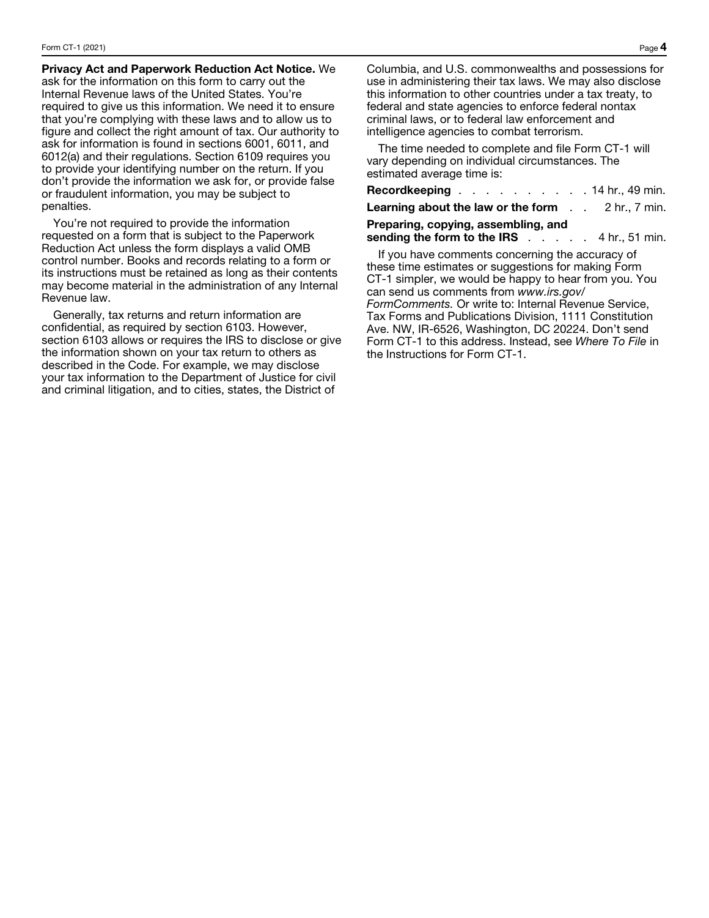**Privacy Act and Paperwork Reduction Act Notice.** We ask for the information on this form to carry out the Internal Revenue laws of the United States. You're required to give us this information. We need it to ensure that you're complying with these laws and to allow us to figure and collect the right amount of tax. Our authority to ask for information is found in sections 6001, 6011, and 6012(a) and their regulations. Section 6109 requires you to provide your identifying number on the return. If you don't provide the information we ask for, or provide false or fraudulent information, you may be subject to penalties.

You're not required to provide the information requested on a form that is subject to the Paperwork Reduction Act unless the form displays a valid OMB control number. Books and records relating to a form or its instructions must be retained as long as their contents may become material in the administration of any Internal Revenue law.

Generally, tax returns and return information are confidential, as required by section 6103. However, section 6103 allows or requires the IRS to disclose or give the information shown on your tax return to others as described in the Code. For example, we may disclose your tax information to the Department of Justice for civil and criminal litigation, and to cities, states, the District of Columbia, and U.S. commonwealths and possessions for use in administering their tax laws. We may also disclose this information to other countries under a tax treaty, to federal and state agencies to enforce federal nontax criminal laws, or to federal law enforcement and intelligence agencies to combat terrorism.

The time needed to complete and file Form CT-1 will vary depending on individual circumstances. The estimated average time is:

**Recordkeeping** . . . . . . . . . . . 14 hr., 49 min.

**Learning about the law or the form** . . . 2 hr., 7 min.

**Preparing, copying, assembling, and sending the form to the IRS** . . . . . . 4 hr., 51 min.

If you have comments concerning the accuracy of these time estimates or suggestions for making Form CT-1 simpler, we would be happy to hear from you. You can send us comments from *www.irs.gov/FormComments.* Or write to: Internal Revenue Service, Tax Forms and Publications Division, 1111 Constitution Ave. NW, IR-6526, Washington, DC 20224. Don't send Form CT-1 to this address. Instead, see *Where To File* in the Instructions for Form CT-1.